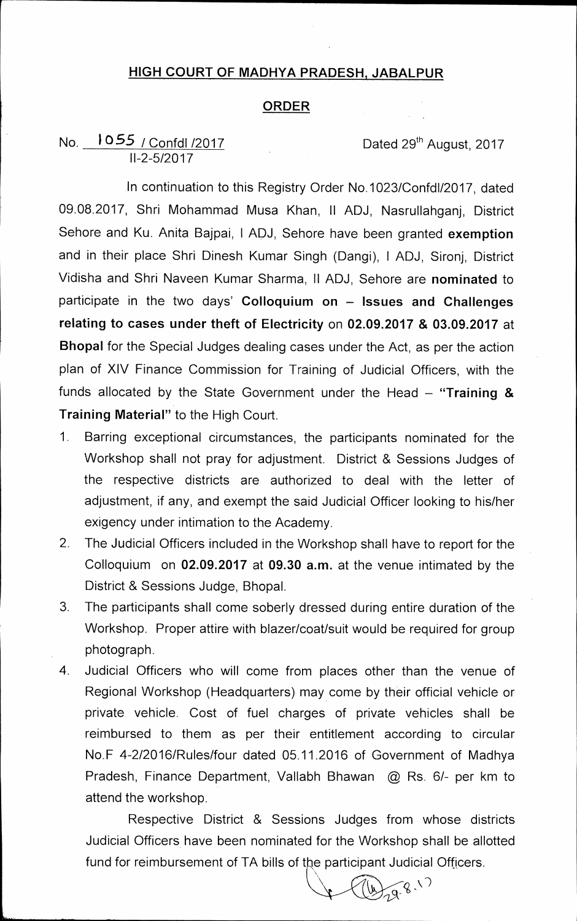# HIGH COURT OF MADHYA PRADESH, JABALPUR

## ORDER

No. 1055 / Confdl /2017 Dated 29th August, 2017
II-2-5/2017

In continuation to this Registry Order No.1023/Confdl/2017, dated 09.08.2017, Shri Mohammad Musa Khan, II ADJ, Nasrullahganj, District Sehore and Ku. Anita Bajpai, I ADJ, Sehore have been granted **exemption** and in their place Shri Dinesh Kumar Singh (Dangi), I ADJ, Sironj, District Vidisha and Shri Naveen Kumar Sharma, II ADJ, Sehore are **nominated** to participate in the two days' **Colloquium on – Issues and Challenges relating to cases under theft of Electricity** on **02.09.2017 & 03.09.2017** at **Bhopal** for the Special Judges dealing cases under the Act, as per the action plan of XIV Finance Commission for Training of Judicial Officers, with the funds allocated by the State Government under the Head – **"Training & Training Material"** to the High Court.

1. Barring exceptional circumstances, the participants nominated for the Workshop shall not pray for adjustment. District & Sessions Judges of the respective districts are authorized to deal with the letter of adjustment, if any, and exempt the said Judicial Officer looking to his/her exigency under intimation to the Academy.
2. The Judicial Officers included in the Workshop shall have to report for the Colloquium on **02.09.2017** at **09.30 a.m.** at the venue intimated by the District & Sessions Judge, Bhopal.
3. The participants shall come soberly dressed during entire duration of the Workshop. Proper attire with blazer/coat/suit would be required for group photograph.
4. Judicial Officers who will come from places other than the venue of Regional Workshop (Headquarters) may come by their official vehicle or private vehicle. Cost of fuel charges of private vehicles shall be reimbursed to them as per their entitlement according to circular No.F 4-2/2016/Rules/four dated 05.11.2016 of Government of Madhya Pradesh, Finance Department, Vallabh Bhawan @ Rs. 6/- per km to attend the workshop.

Respective District & Sessions Judges from whose districts Judicial Officers have been nominated for the Workshop shall be allotted fund for reimbursement of TA bills of the participant Judicial Officers.

29.8.17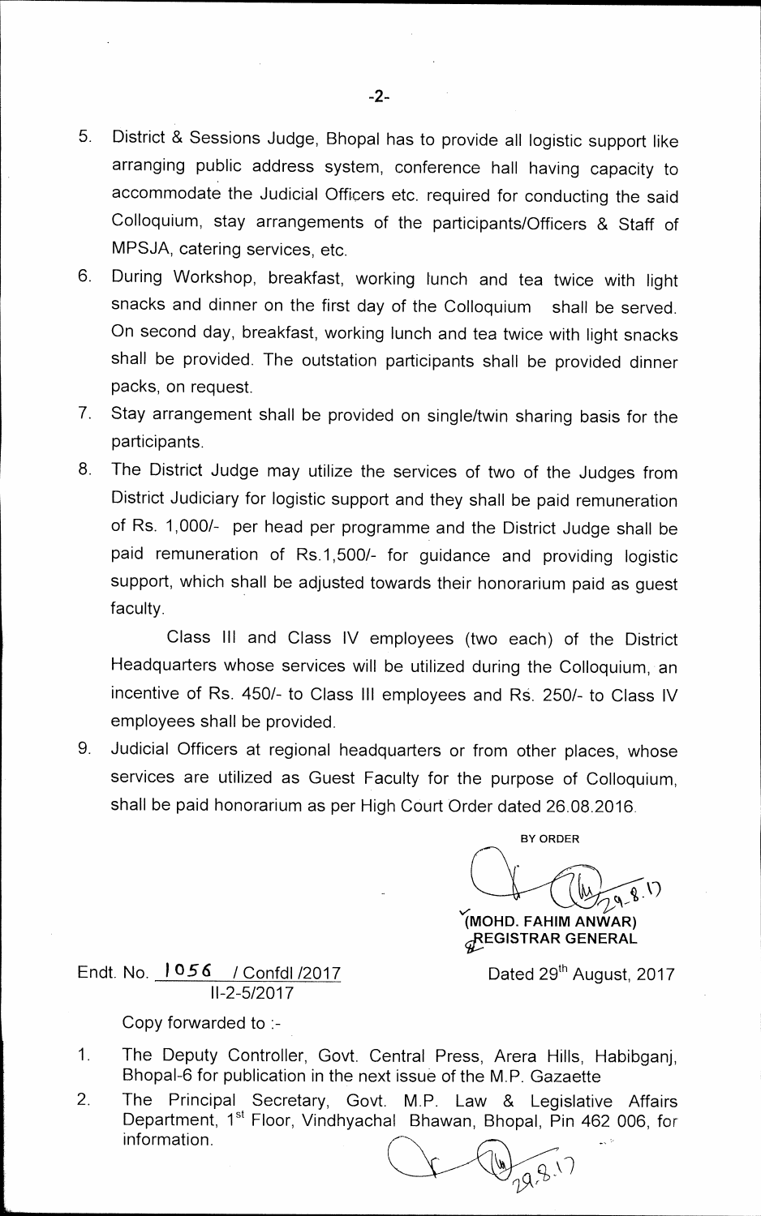5. District & Sessions Judge, Bhopal has to provide all logistic support like arranging public address system, conference hall having capacity to accommodate the Judicial Officers etc. required for conducting the said Colloquium, stay arrangements of the participants/Officers & Staff of MPSJA, catering services, etc.
6. During Workshop, breakfast, working lunch and tea twice with light snacks and dinner on the first day of the Colloquium shall be served. On second day, breakfast, working lunch and tea twice with light snacks shall be provided. The outstation participants shall be provided dinner packs, on request.
7. Stay arrangement shall be provided on single/twin sharing basis for the participants.
8. The District Judge may utilize the services of two of the Judges from District Judiciary for logistic support and they shall be paid remuneration of Rs. 1,000/- per head per programme and the District Judge shall be paid remuneration of Rs.1,500/- for guidance and providing logistic support, which shall be adjusted towards their honorarium paid as guest faculty.

   Class III and Class IV employees (two each) of the District Headquarters whose services will be utilized during the Colloquium, an incentive of Rs. 450/- to Class III employees and Rs. 250/- to Class IV employees shall be provided.
9. Judicial Officers at regional headquarters or from other places, whose services are utilized as Guest Faculty for the purpose of Colloquium, shall be paid honorarium as per High Court Order dated 26.08.2016.

BY ORDER

29.8.17

**(MOHD. FAHIM ANWAR)**
**REGISTRAR GENERAL**

Endt. No. 1056 / Confdl /2017
II-2-5/2017

Dated 29th August, 2017

Copy forwarded to :-

1. The Deputy Controller, Govt. Central Press, Arera Hills, Habibganj, Bhopal-6 for publication in the next issue of the M.P. Gazaette
2. The Principal Secretary, Govt. M.P. Law & Legislative Affairs Department, 1st Floor, Vindhyachal Bhawan, Bhopal, Pin 462 006, for information.

29.8.17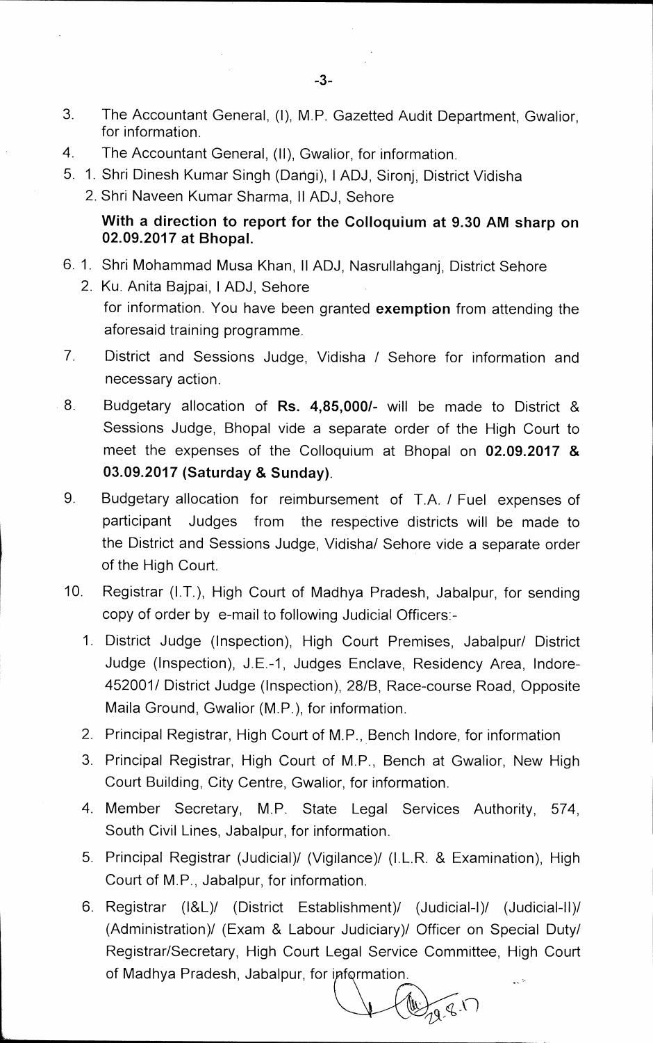3. The Accountant General, (I), M.P. Gazetted Audit Department, Gwalior, for information.
4. The Accountant General, (II), Gwalior, for information.
5. 1. Shri Dinesh Kumar Singh (Dangi), I ADJ, Sironj, District Vidisha
   2. Shri Naveen Kumar Sharma, II ADJ, Sehore

   **With a direction to report for the Colloquium at 9.30 AM sharp on 02.09.2017 at Bhopal.**
6. 1. Shri Mohammad Musa Khan, II ADJ, Nasrullahganj, District Sehore
   2. Ku. Anita Bajpai, I ADJ, Sehore

   for information. You have been granted **exemption** from attending the aforesaid training programme.
7. District and Sessions Judge, Vidisha / Sehore for information and necessary action.
8. Budgetary allocation of **Rs. 4,85,000/-** will be made to District & Sessions Judge, Bhopal vide a separate order of the High Court to meet the expenses of the Colloquium at Bhopal on **02.09.2017 & 03.09.2017 (Saturday & Sunday)**.
9. Budgetary allocation for reimbursement of T.A. / Fuel expenses of participant Judges from the respective districts will be made to the District and Sessions Judge, Vidisha/ Sehore vide a separate order of the High Court.
10. Registrar (I.T.), High Court of Madhya Pradesh, Jabalpur, for sending copy of order by e-mail to following Judicial Officers:-
    1. District Judge (Inspection), High Court Premises, Jabalpur/ District Judge (Inspection), J.E.-1, Judges Enclave, Residency Area, Indore-452001/ District Judge (Inspection), 28/B, Race-course Road, Opposite Maila Ground, Gwalior (M.P.), for information.
    2. Principal Registrar, High Court of M.P., Bench Indore, for information
    3. Principal Registrar, High Court of M.P., Bench at Gwalior, New High Court Building, City Centre, Gwalior, for information.
    4. Member Secretary, M.P. State Legal Services Authority, 574, South Civil Lines, Jabalpur, for information.
    5. Principal Registrar (Judicial)/ (Vigilance)/ (I.L.R. & Examination), High Court of M.P., Jabalpur, for information.
    6. Registrar (I&L)/ (District Establishment)/ (Judicial-I)/ (Judicial-II)/ (Administration)/ (Exam & Labour Judiciary)/ Officer on Special Duty/ Registrar/Secretary, High Court Legal Service Committee, High Court of Madhya Pradesh, Jabalpur, for information.

29.8.17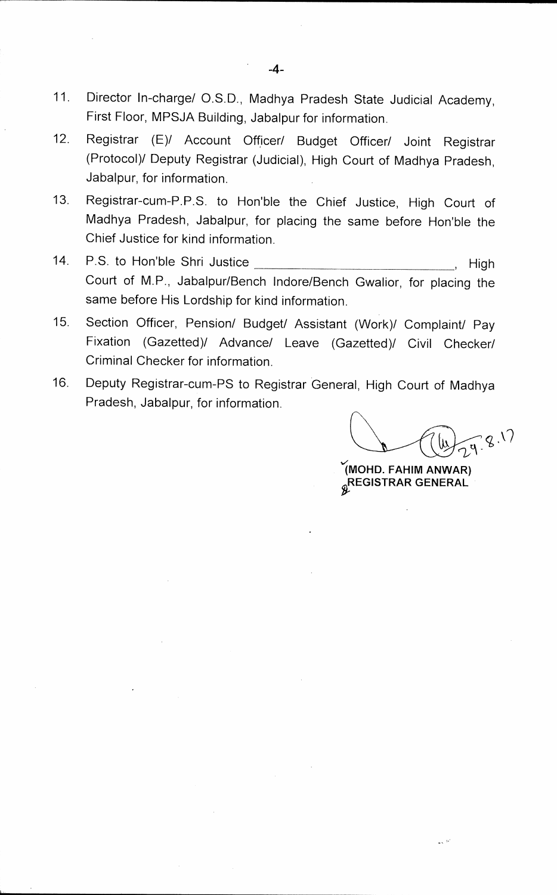11. Director In-charge/ O.S.D., Madhya Pradesh State Judicial Academy, First Floor, MPSJA Building, Jabalpur for information.
12. Registrar (E)/ Account Officer/ Budget Officer/ Joint Registrar (Protocol)/ Deputy Registrar (Judicial), High Court of Madhya Pradesh, Jabalpur, for information.
13. Registrar-cum-P.P.S. to Hon'ble the Chief Justice, High Court of Madhya Pradesh, Jabalpur, for placing the same before Hon'ble the Chief Justice for kind information.
14. P.S. to Hon'ble Shri Justice ____________________________, High Court of M.P., Jabalpur/Bench Indore/Bench Gwalior, for placing the same before His Lordship for kind information.
15. Section Officer, Pension/ Budget/ Assistant (Work)/ Complaint/ Pay Fixation (Gazetted)/ Advance/ Leave (Gazetted)/ Civil Checker/ Criminal Checker for information.
16. Deputy Registrar-cum-PS to Registrar General, High Court of Madhya Pradesh, Jabalpur, for information.

29.8.17

**(MOHD. FAHIM ANWAR)**
**REGISTRAR GENERAL**